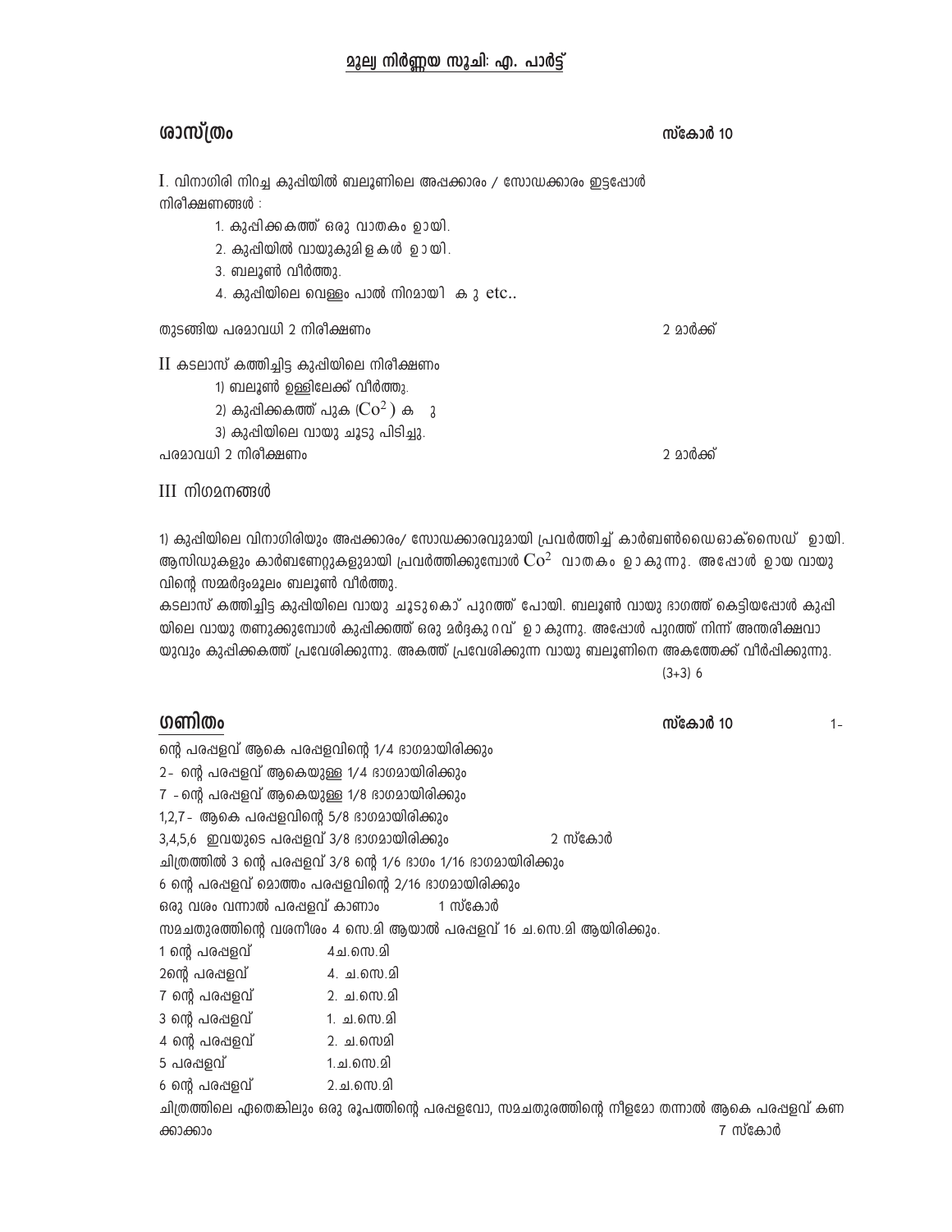## മൂല്യ നിർണ്ണയ സൂചി: എ. പാർട്ട്

## ശാസ്ത്രം

**സ്കോർ 10**

I. വിനാഗിരി നിറച്ച കുപ്പിയിൽ ബലൂണിലെ അപ്പക്കാരം / സോഡക്കാരം ഇട്ടപ്പോൾ നിരീക്ഷണങ്ങൾ :

1. കുപ്പിക്കകത്ത് ഒരു വാതകം ഉായി.
2. കുപ്പിയിൽ വായുകുമിളകൾ ഉായി.
3. ബലൂൺ വീർത്തു.
4. കുപ്പിയിലെ വെള്ളം പാൽ നിറമായി ക ു etc..

തുടങ്ങിയ പരമാവധി 2 നിരീക്ഷണം — 2 മാർക്ക്

II കടലാസ് കത്തിച്ചിട്ട കുപ്പിയിലെ നിരീക്ഷണം

1) ബലൂൺ ഉള്ളിലേക്ക് വീർത്തു.
2) കുപ്പിക്കകത്ത് പുക ($Co^2$ ) ക ു
3) കുപ്പിയിലെ വായു ചൂടു പിടിച്ചു.

പരമാവധി 2 നിരീക്ഷണം — 2 മാർക്ക്

III നിഗമനങ്ങൾ

1) കുപ്പിയിലെ വിനാഗിരിയും അപ്പക്കാരം/ സോഡക്കാരവുമായി പ്രവർത്തിച്ച് കാർബൺഡൈഓക്സൈഡ് ഉായി. ആസിഡുകളും കാർബണേറ്റുകളുമായി പ്രവർത്തിക്കുമ്പോൾ $Co^2$ വാതകം ഉ ാകുന്നു. അപ്പോൾ ഉായ വായുവിന്റെ സമ്മർദ്ദംമൂലം ബലൂൺ വീർത്തു.

കടലാസ് കത്തിച്ചിട്ട കുപ്പിയിലെ വായു ചൂടുകൊ് പുറത്ത് പോയി. ബലൂൺ വായു ഭാഗത്ത് കെട്ടിയപ്പോൾ കുപ്പിയിലെ വായു തണുക്കുമ്പോൾ കുപ്പിക്കത്ത് ഒരു മർദ്ദകു റവ് ഉ ാകുന്നു. അപ്പോൾ പുറത്ത് നിന്ന് അന്തരീക്ഷവായുവും കുപ്പിക്കകത്ത് പ്രവേശിക്കുന്നു. അകത്ത് പ്രവേശിക്കുന്ന വായു ബലൂണിനെ അകത്തേക്ക് വീർപ്പിക്കുന്നു.

(3+3) 6

## ഗണിതം

**സ്കോർ 10**

1- ന്റെ പരപ്പളവ് ആകെ പരപ്പളവിന്റെ 1/4 ഭാഗമായിരിക്കും

2- ന്റെ പരപ്പളവ് ആകെയുള്ള 1/4 ഭാഗമായിരിക്കും

7 - ന്റെ പരപ്പളവ് ആകെയുള്ള 1/8 ഭാഗമായിരിക്കും

1,2,7- ആകെ പരപ്പളവിന്റെ 5/8 ഭാഗമായിരിക്കും

3,4,5,6 ഇവയുടെ പരപ്പളവ് 3/8 ഭാഗമായിരിക്കും — 2 സ്കോർ

ചിത്രത്തിൽ 3 ന്റെ പരപ്പളവ് 3/8 ന്റെ 1/6 ഭാഗം 1/16 ഭാഗമായിരിക്കും

6 ന്റെ പരപ്പളവ് മൊത്തം പരപ്പളവിന്റെ 2/16 ഭാഗമായിരിക്കും

ഒരു വശം വന്നാൽ പരപ്പളവ് കാണാം — 1 സ്കോർ

സമചതുരത്തിന്റെ വശനീശം 4 സെ.മി ആയാൽ പരപ്പളവ് 16 ച.സെ.മി ആയിരിക്കും.

| | |
|---|---|
| 1 ന്റെ പരപ്പളവ് | 4ച.സെ.മി |
| 2ന്റെ പരപ്പളവ് | 4. ച.സെ.മി |
| 7 ന്റെ പരപ്പളവ് | 2. ച.സെ.മി |
| 3 ന്റെ പരപ്പളവ് | 1. ച.സെ.മി |
| 4 ന്റെ പരപ്പളവ് | 2. ച.സെമി |
| 5 പരപ്പളവ് | 1.ച.സെ.മി |
| 6 ന്റെ പരപ്പളവ് | 2.ച.സെ.മി |

ചിത്രത്തിലെ ഏതെങ്കിലും ഒരു രൂപത്തിന്റെ പരപ്പളവോ, സമചതുരത്തിന്റെ നീളമോ തന്നാൽ ആകെ പരപ്പളവ് കണക്കാക്കാം — 7 സ്കോർ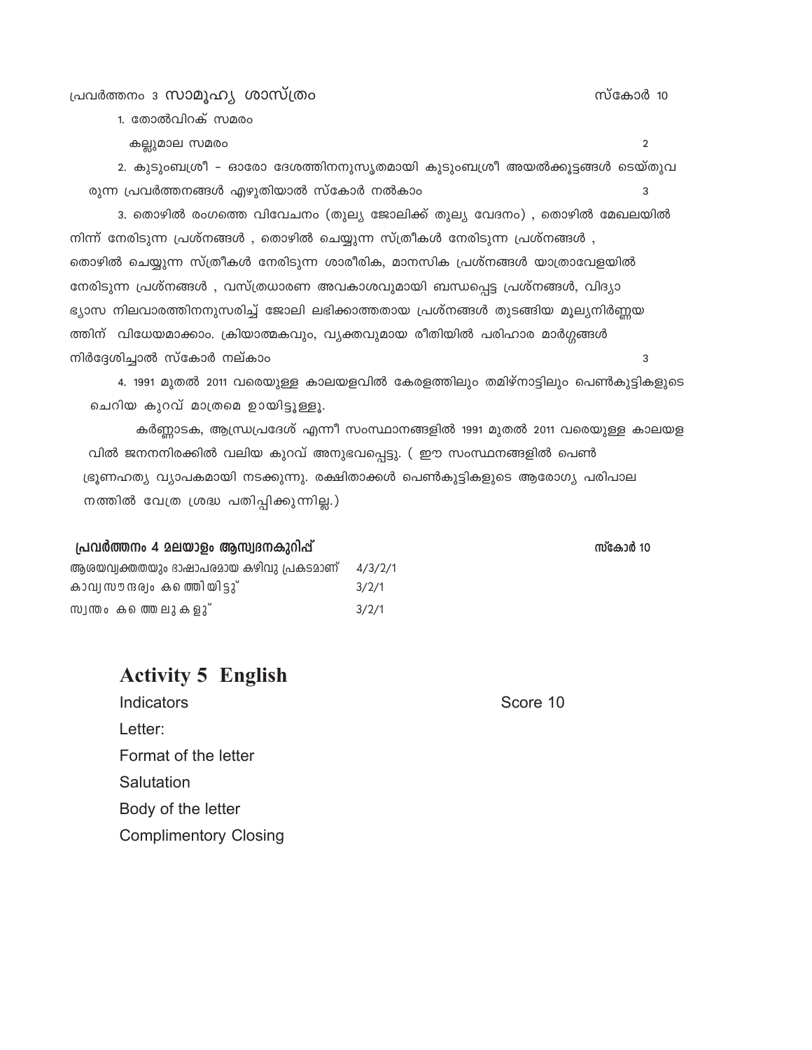## പ്രവർത്തനം 3 സാമൂഹ്യ ശാസ്ത്രം — സ്കോർ 10

1. തോൽവിറക് സമരം
   കല്ലുമാല സമരം — 2
2. കുടുംബശ്രീ - ഓരോ ദേശത്തിനനുസൃതമായി കുടുംബശ്രീ അയൽക്കൂട്ടങ്ങൾ ടെയ്തുവരുന്ന പ്രവർത്തനങ്ങൾ എഴുതിയാൽ സ്കോർ നൽകാം — 3
3. തൊഴിൽ രംഗത്തെ വിവേചനം (തുല്യ ജോലിക്ക് തുല്യ വേദനം) , തൊഴിൽ മേഖലയിൽ നിന്ന് നേരിടുന്ന പ്രശ്നങ്ങൾ , തൊഴിൽ ചെയ്യുന്ന സ്ത്രീകൾ നേരിടുന്ന പ്രശ്നങ്ങൾ , തൊഴിൽ ചെയ്യുന്ന സ്ത്രീകൾ നേരിടുന്ന ശാരീരിക, മാനസിക പ്രശ്നങ്ങൾ യാത്രാവേളയിൽ നേരിടുന്ന പ്രശ്നങ്ങൾ , വസ്ത്രധാരണ അവകാശവുമായി ബന്ധപ്പെട്ട പ്രശ്നങ്ങൾ, വിദ്യാഭ്യാസ നിലവാരത്തിനനുസരിച്ച് ജോലി ലഭിക്കാത്തതായ പ്രശ്നങ്ങൾ തുടങ്ങിയ മൂല്യനിർണ്ണയത്തിന് വിധേയമാക്കാം. ക്രിയാത്മകവും, വ്യക്തവുമായ രീതിയിൽ പരിഹാര മാർഗ്ഗങ്ങൾ നിർദ്ദേശിച്ചാൽ സ്കോർ നല്കാം — 3
4. 1991 മുതൽ 2011 വരെയുള്ള കാലയളവിൽ കേരളത്തിലും തമിഴ്നാട്ടിലും പെൺകുട്ടികളുടെ ചെറിയ കുറവ് മാത്രമെ ഉായിട്ടുള്ളൂ.

   കർണ്ണാടക, ആന്ധ്രപ്രദേശ് എന്നീ സംസ്ഥാനങ്ങളിൽ 1991 മുതൽ 2011 വരെയുള്ള കാലയളവിൽ ജനനനിരക്കിൽ വലിയ കുറവ് അനുഭവപ്പെട്ടു. ( ഈ സംസ്ഥനങ്ങളിൽ പെൺ ഭ്രൂണഹത്യ വ്യാപകമായി നടക്കുന്നു. രക്ഷിതാക്കൾ പെൺകുട്ടികളുടെ ആരോഗ്യ പരിപാലനത്തിൽ വേത്ര ശ്രദ്ധ പതിപ്പിക്കുന്നില്ല.)

## പ്രവർത്തനം 4 മലയാളം ആസ്വദനകുറിപ്പ് — സ്കോർ 10

| | |
|---|---|
| ആശയവ്യക്തതയും ഭാഷാപരമായ കഴിവു പ്രകടമാണ് | 4/3/2/1 |
| കാവ്യസൗന്ദര്യം കത്തെിയിട്ടു് | 3/2/1 |
| സ്വന്തം കത്തെലുകളു് | 3/2/1 |

## Activity 5 English

Indicators — Score 10

Letter:

Format of the letter

Salutation

Body of the letter

Complimentory Closing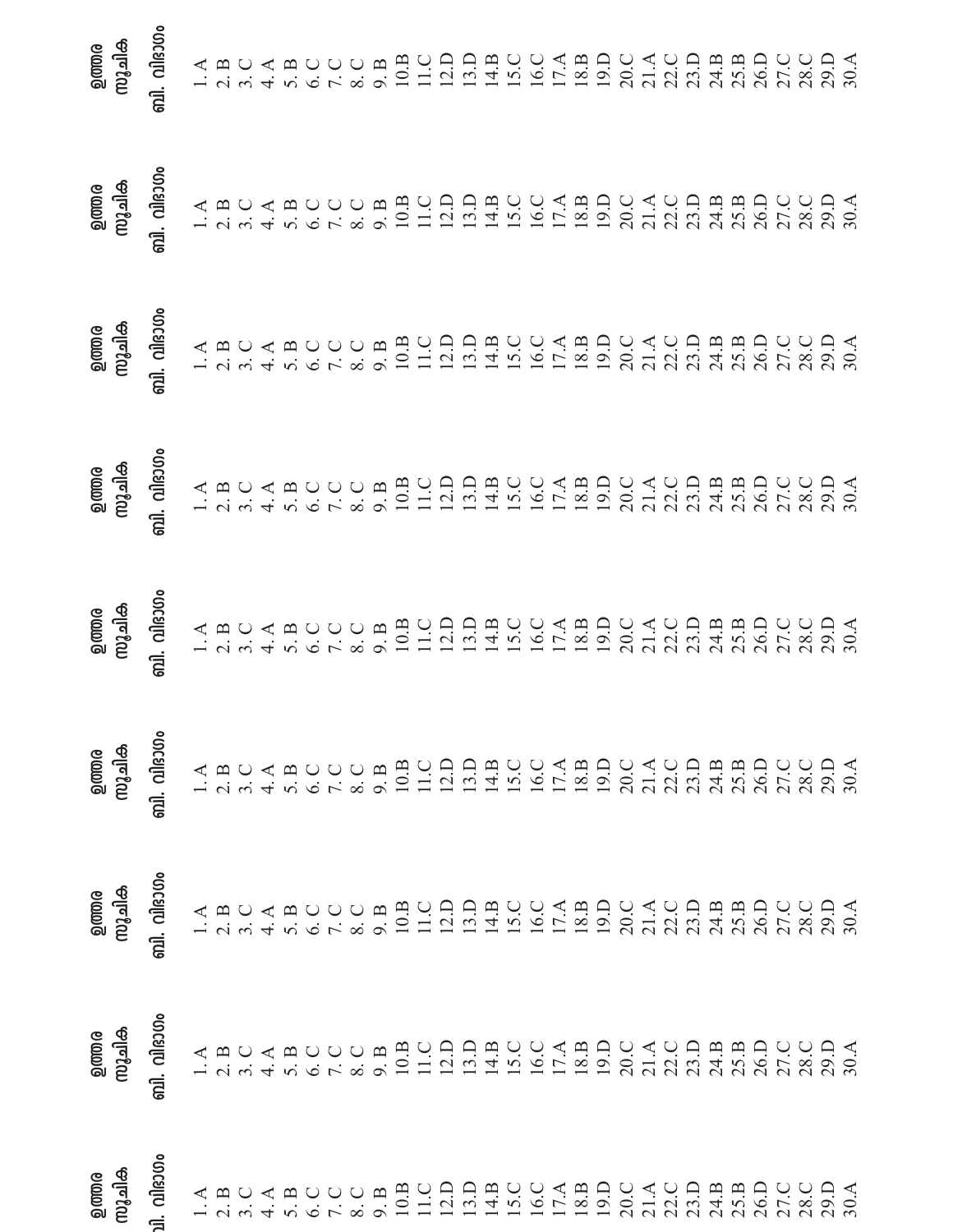ഉത്തര
സൂചിക
ബി. വിഭാഗം

1. A
2. B
3. C
4. A
5. B
6. C
7. C
8. C
9. B
10. B
11. C
12. D
13. D
14. B
15. C
16. C
17. A
18. B
19. D
20. C
21. A
22. C
23. D
24. B
25. B
26. D
27. C
28. C
29. D
30. A

ഉത്തര
സൂചിക
ബി. വിഭാഗം

1. A
2. B
3. C
4. A
5. B
6. C
7. C
8. C
9. B
10. B
11. C
12. D
13. D
14. B
15. C
16. C
17. A
18. B
19. D
20. C
21. A
22. C
23. D
24. B
25. B
26. D
27. C
28. C
29. D
30. A

ഉത്തര
സൂചിക
ബി. വിഭാഗം

1. A
2. B
3. C
4. A
5. B
6. C
7. C
8. C
9. B
10. B
11. C
12. D
13. D
14. B
15. C
16. C
17. A
18. B
19. D
20. C
21. A
22. C
23. D
24. B
25. B
26. D
27. C
28. C
29. D
30. A

ഉത്തര
സൂചിക
ബി. വിഭാഗം

1. A
2. B
3. C
4. A
5. B
6. C
7. C
8. C
9. B
10. B
11. C
12. D
13. D
14. B
15. C
16. C
17. A
18. B
19. D
20. C
21. A
22. C
23. D
24. B
25. B
26. D
27. C
28. C
29. D
30. A

ഉത്തര
സൂചിക
ബി. വിഭാഗം

1. A
2. B
3. C
4. A
5. B
6. C
7. C
8. C
9. B
10. B
11. C
12. D
13. D
14. B
15. C
16. C
17. A
18. B
19. D
20. C
21. A
22. C
23. D
24. B
25. B
26. D
27. C
28. C
29. D
30. A

ഉത്തര
സൂചിക
ബി. വിഭാഗം

1. A
2. B
3. C
4. A
5. B
6. C
7. C
8. C
9. B
10. B
11. C
12. D
13. D
14. B
15. C
16. C
17. A
18. B
19. D
20. C
21. A
22. C
23. D
24. B
25. B
26. D
27. C
28. C
29. D
30. A

ഉത്തര
സൂചിക
ബി. വിഭാഗം

1. A
2. B
3. C
4. A
5. B
6. C
7. C
8. C
9. B
10. B
11. C
12. D
13. D
14. B
15. C
16. C
17. A
18. B
19. D
20. C
21. A
22. C
23. D
24. B
25. B
26. D
27. C
28. C
29. D
30. A

ഉത്തര
സൂചിക
ബി. വിഭാഗം

1. A
2. B
3. C
4. A
5. B
6. C
7. C
8. C
9. B
10. B
11. C
12. D
13. D
14. B
15. C
16. C
17. A
18. B
19. D
20. C
21. A
22. C
23. D
24. B
25. B
26. D
27. C
28. C
29. D
30. A

ഉത്തര
സൂചിക
ി. വിഭാഗം

1. A
2. B
3. C
4. A
5. B
6. C
7. C
8. C
9. B
10. B
11. C
12. D
13. D
14. B
15. C
16. C
17. A
18. B
19. D
20. C
21. A
22. C
23. D
24. B
25. B
26. D
27. C
28. C
29. D
30. A